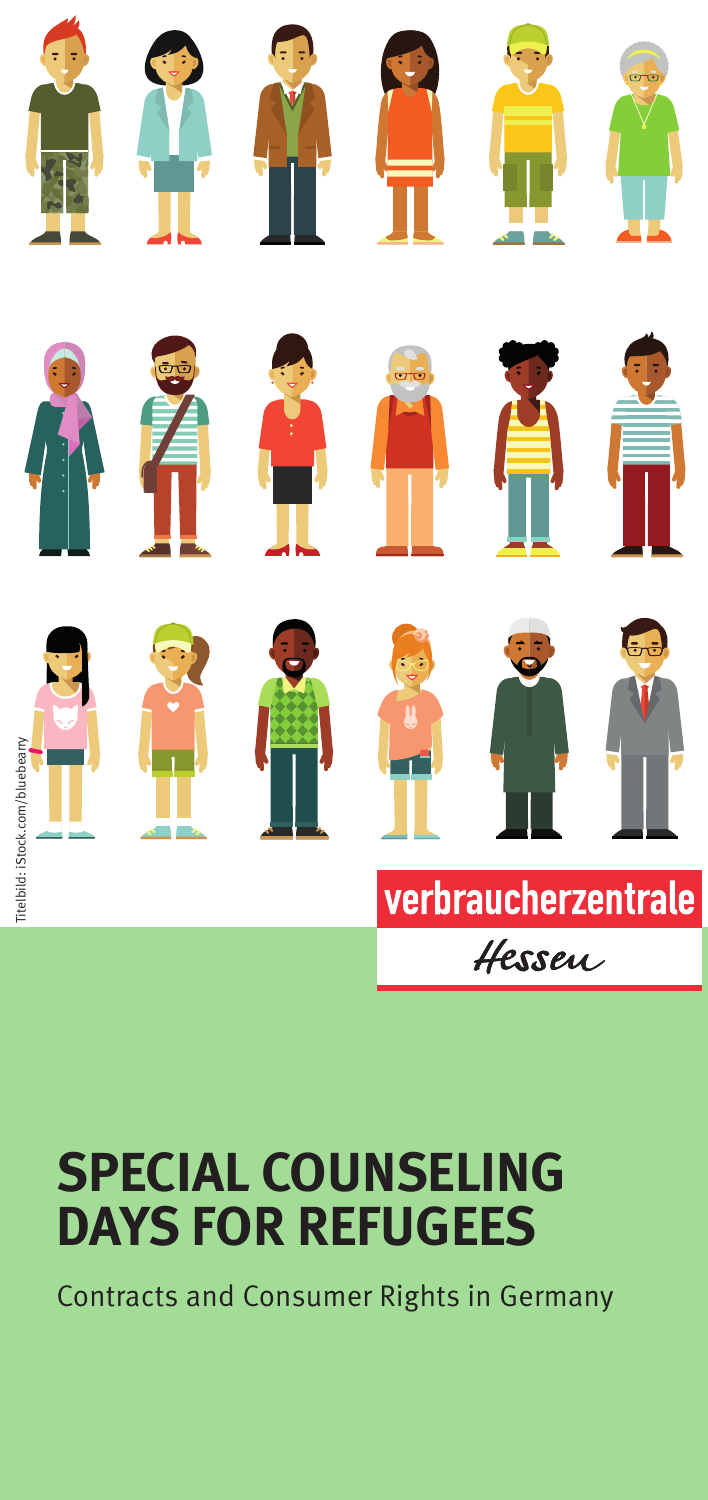Titelbild: iStock.com/bluebearry

verbraucherzentrale

Hessen

# SPECIAL COUNSELING DAYS FOR REFUGEES

Contracts and Consumer Rights in Germany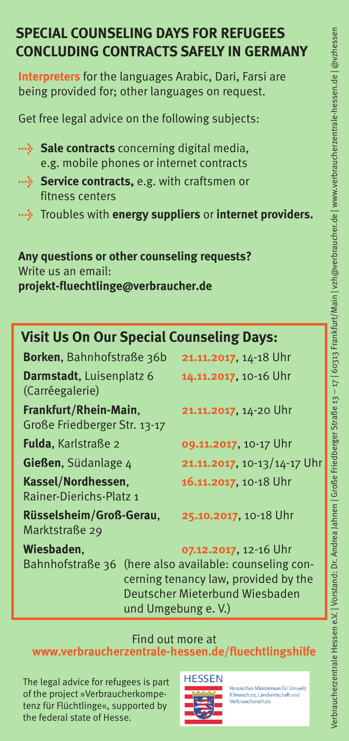## SPECIAL COUNSELING DAYS FOR REFUGEES CONCLUDING CONTRACTS SAFELY IN GERMANY

**Interpreters** for the languages Arabic, Dari, Farsi are being provided for; other languages on request.

Get free legal advice on the following subjects:

- **Sale contracts** concerning digital media, e.g. mobile phones or internet contracts
- **Service contracts,** e.g. with craftsmen or fitness centers
- Troubles with **energy suppliers** or **internet providers.**

**Any questions or other counseling requests?**
Write us an email:
**projekt-fluechtlinge@verbraucher.de**

### Visit Us On Our Special Counseling Days:

| | |
|---|---|
| **Borken**, Bahnhofstraße 36b | **21.11.2017**, 14-18 Uhr |
| **Darmstadt**, Luisenplatz 6 (Carréegalerie) | **14.11.2017**, 10-16 Uhr |
| **Frankfurt/Rhein-Main**, Große Friedberger Str. 13-17 | **21.11.2017**, 14-20 Uhr |
| **Fulda**, Karlstraße 2 | **09.11.2017**, 10-17 Uhr |
| **Gießen**, Südanlage 4 | **21.11.2017**, 10-13/14-17 Uhr |
| **Kassel/Nordhessen**, Rainer-Dierichs-Platz 1 | **16.11.2017**, 10-18 Uhr |
| **Rüsselsheim/Groß-Gerau**, Marktstraße 29 | **25.10.2017**, 10-18 Uhr |
| **Wiesbaden**, Bahnhofstraße 36 | **07.12.2017**, 12-16 Uhr (here also available: counseling concerning tenancy law, provided by the Deutscher Mieterbund Wiesbaden und Umgebung e. V.) |

Find out more at
**www.verbraucherzentrale-hessen.de/fluechtlingshilfe**

The legal advice for refugees is part of the project »Verbraucherkompetenz für Flüchtlinge«, supported by the federal state of Hesse.

HESSEN
Hessisches Ministerium für Umwelt, Klimaschutz, Landwirtschaft und Verbraucherschutz

Verbraucherzentrale Hessen e.V. | Vorstand: Dr. Andrea Jahnen | Große Friedberger Straße 13 – 17 | 60313 Frankfurt/Main | vzh@verbraucher.de | www.verbraucherzentrale-hessen.de | @vzhessen